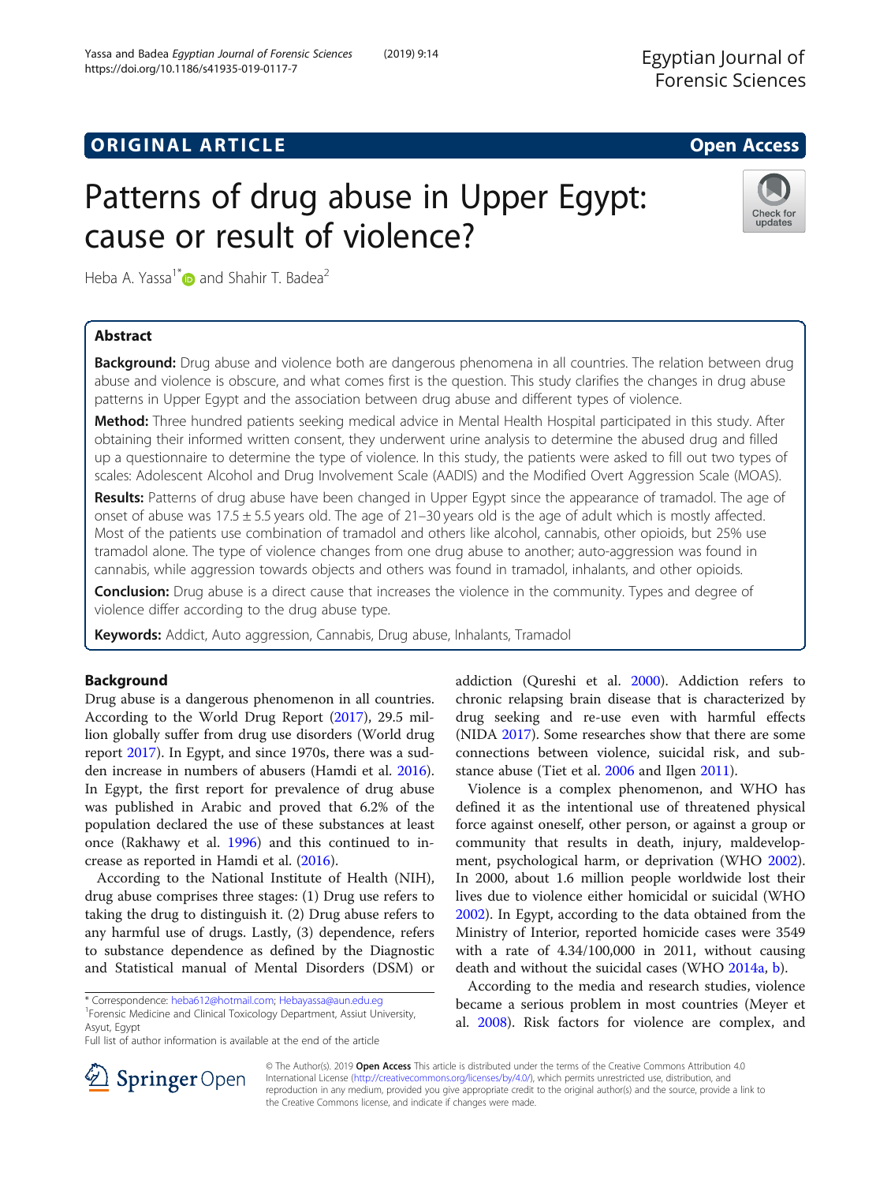ORIGINAL ARTICLE

Open Access

# Patterns of drug abuse in Upper Egypt: cause or result of violence?

Heba A. Yassa[1*] and Shahir T. Badea[2]

## Abstract

**Background:** Drug abuse and violence both are dangerous phenomena in all countries. The relation between drug abuse and violence is obscure, and what comes first is the question. This study clarifies the changes in drug abuse patterns in Upper Egypt and the association between drug abuse and different types of violence.

**Method:** Three hundred patients seeking medical advice in Mental Health Hospital participated in this study. After obtaining their informed written consent, they underwent urine analysis to determine the abused drug and filled up a questionnaire to determine the type of violence. In this study, the patients were asked to fill out two types of scales: Adolescent Alcohol and Drug Involvement Scale (AADIS) and the Modified Overt Aggression Scale (MOAS).

**Results:** Patterns of drug abuse have been changed in Upper Egypt since the appearance of tramadol. The age of onset of abuse was 17.5 ± 5.5 years old. The age of 21–30 years old is the age of adult which is mostly affected. Most of the patients use combination of tramadol and others like alcohol, cannabis, other opioids, but 25% use tramadol alone. The type of violence changes from one drug abuse to another; auto-aggression was found in cannabis, while aggression towards objects and others was found in tramadol, inhalants, and other opioids.

**Conclusion:** Drug abuse is a direct cause that increases the violence in the community. Types and degree of violence differ according to the drug abuse type.

**Keywords:** Addict, Auto aggression, Cannabis, Drug abuse, Inhalants, Tramadol

## Background

Drug abuse is a dangerous phenomenon in all countries. According to the World Drug Report (2017), 29.5 million globally suffer from drug use disorders (World drug report 2017). In Egypt, and since 1970s, there was a sudden increase in numbers of abusers (Hamdi et al. 2016). In Egypt, the first report for prevalence of drug abuse was published in Arabic and proved that 6.2% of the population declared the use of these substances at least once (Rakhawy et al. 1996) and this continued to increase as reported in Hamdi et al. (2016).

According to the National Institute of Health (NIH), drug abuse comprises three stages: (1) Drug use refers to taking the drug to distinguish it. (2) Drug abuse refers to any harmful use of drugs. Lastly, (3) dependence, refers to substance dependence as defined by the Diagnostic and Statistical manual of Mental Disorders (DSM) or addiction (Qureshi et al. 2000). Addiction refers to chronic relapsing brain disease that is characterized by drug seeking and re-use even with harmful effects (NIDA 2017). Some researches show that there are some connections between violence, suicidal risk, and substance abuse (Tiet et al. 2006 and Ilgen 2011).

Violence is a complex phenomenon, and WHO has defined it as the intentional use of threatened physical force against oneself, other person, or against a group or community that results in death, injury, maldevelopment, psychological harm, or deprivation (WHO 2002). In 2000, about 1.6 million people worldwide lost their lives due to violence either homicidal or suicidal (WHO 2002). In Egypt, according to the data obtained from the Ministry of Interior, reported homicide cases were 3549 with a rate of 4.34/100,000 in 2011, without causing death and without the suicidal cases (WHO 2014a, b).

According to the media and research studies, violence became a serious problem in most countries (Meyer et al. 2008). Risk factors for violence are complex, and

* Correspondence: heba612@hotmail.com; Hebayassa@aun.edu.eg
[1]Forensic Medicine and Clinical Toxicology Department, Assiut University, Asyut, Egypt
Full list of author information is available at the end of the article

© The Author(s). 2019 **Open Access** This article is distributed under the terms of the Creative Commons Attribution 4.0 International License (http://creativecommons.org/licenses/by/4.0/), which permits unrestricted use, distribution, and reproduction in any medium, provided you give appropriate credit to the original author(s) and the source, provide a link to the Creative Commons license, and indicate if changes were made.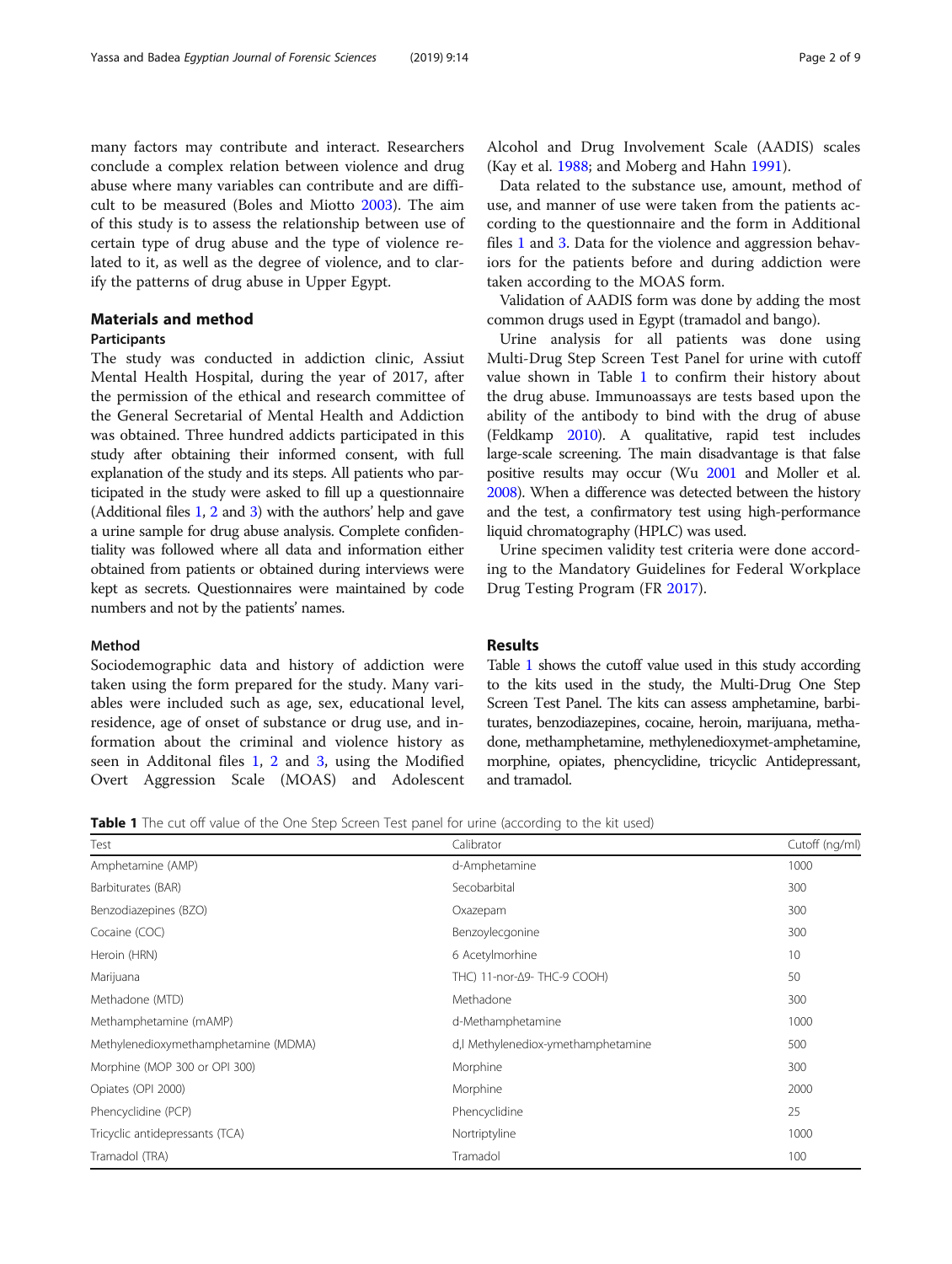many factors may contribute and interact. Researchers conclude a complex relation between violence and drug abuse where many variables can contribute and are difficult to be measured (Boles and Miotto 2003). The aim of this study is to assess the relationship between use of certain type of drug abuse and the type of violence related to it, as well as the degree of violence, and to clarify the patterns of drug abuse in Upper Egypt.

## Materials and method

### Participants

The study was conducted in addiction clinic, Assiut Mental Health Hospital, during the year of 2017, after the permission of the ethical and research committee of the General Secretarial of Mental Health and Addiction was obtained. Three hundred addicts participated in this study after obtaining their informed consent, with full explanation of the study and its steps. All patients who participated in the study were asked to fill up a questionnaire (Additional files 1, 2 and 3) with the authors' help and gave a urine sample for drug abuse analysis. Complete confidentiality was followed where all data and information either obtained from patients or obtained during interviews were kept as secrets. Questionnaires were maintained by code numbers and not by the patients' names.

### Method

Sociodemographic data and history of addiction were taken using the form prepared for the study. Many variables were included such as age, sex, educational level, residence, age of onset of substance or drug use, and information about the criminal and violence history as seen in Additonal files 1, 2 and 3, using the Modified Overt Aggression Scale (MOAS) and Adolescent Alcohol and Drug Involvement Scale (AADIS) scales (Kay et al. 1988; and Moberg and Hahn 1991).

Data related to the substance use, amount, method of use, and manner of use were taken from the patients according to the questionnaire and the form in Additional files 1 and 3. Data for the violence and aggression behaviors for the patients before and during addiction were taken according to the MOAS form.

Validation of AADIS form was done by adding the most common drugs used in Egypt (tramadol and bango).

Urine analysis for all patients was done using Multi-Drug Step Screen Test Panel for urine with cutoff value shown in Table 1 to confirm their history about the drug abuse. Immunoassays are tests based upon the ability of the antibody to bind with the drug of abuse (Feldkamp 2010). A qualitative, rapid test includes large-scale screening. The main disadvantage is that false positive results may occur (Wu 2001 and Moller et al. 2008). When a difference was detected between the history and the test, a confirmatory test using high-performance liquid chromatography (HPLC) was used.

Urine specimen validity test criteria were done according to the Mandatory Guidelines for Federal Workplace Drug Testing Program (FR 2017).

## Results

Table 1 shows the cutoff value used in this study according to the kits used in the study, the Multi-Drug One Step Screen Test Panel. The kits can assess amphetamine, barbiturates, benzodiazepines, cocaine, heroin, marijuana, methadone, methamphetamine, methylenedioxymet-amphetamine, morphine, opiates, phencyclidine, tricyclic Antidepressant, and tramadol.

**Table 1** The cut off value of the One Step Screen Test panel for urine (according to the kit used)

| Test | Calibrator | Cutoff (ng/ml) |
|---|---|---|
| Amphetamine (AMP) | d-Amphetamine | 1000 |
| Barbiturates (BAR) | Secobarbital | 300 |
| Benzodiazepines (BZO) | Oxazepam | 300 |
| Cocaine (COC) | Benzoylecgonine | 300 |
| Heroin (HRN) | 6 Acetylmorhine | 10 |
| Marijuana | THC) 11-nor-Δ9- THC-9 COOH) | 50 |
| Methadone (MTD) | Methadone | 300 |
| Methamphetamine (mAMP) | d-Methamphetamine | 1000 |
| Methylenedioxymethamphetamine (MDMA) | d,l Methylenediox-ymethamphetamine | 500 |
| Morphine (MOP 300 or OPI 300) | Morphine | 300 |
| Opiates (OPI 2000) | Morphine | 2000 |
| Phencyclidine (PCP) | Phencyclidine | 25 |
| Tricyclic antidepressants (TCA) | Nortriptyline | 1000 |
| Tramadol (TRA) | Tramadol | 100 |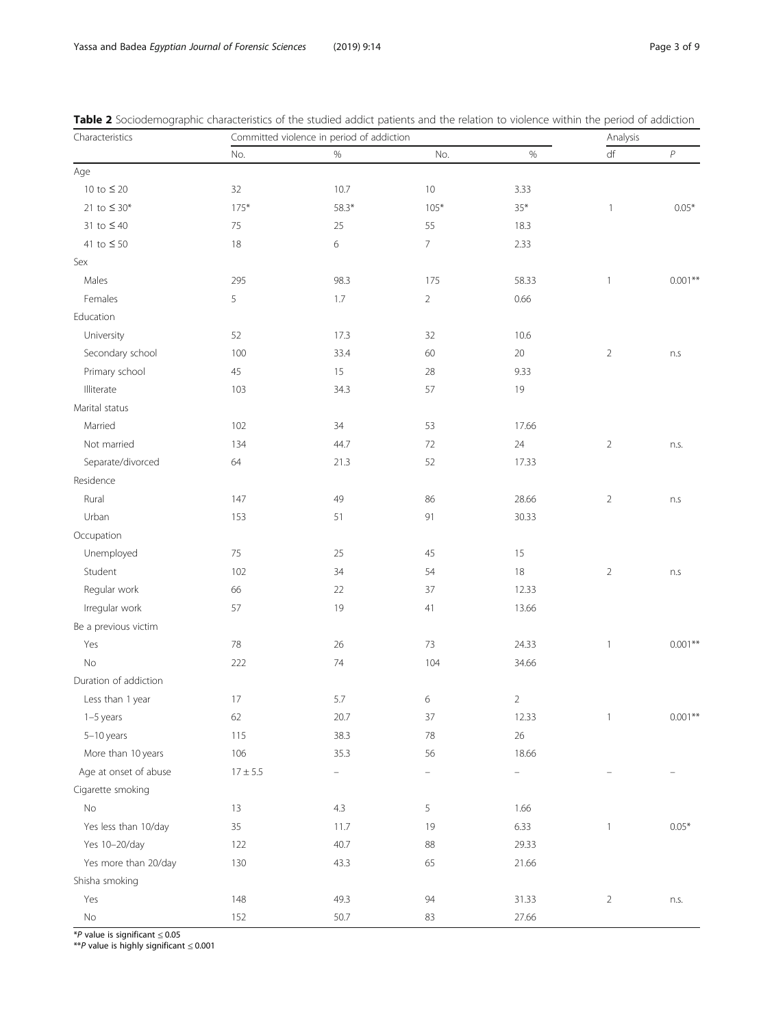**Table 2** Sociodemographic characteristics of the studied addict patients and the relation to violence within the period of addiction

| Characteristics | Committed violence in period of addiction | | | | Analysis | |
|---|---|---|---|---|---|---|
| | No. | % | No. | % | df | *P* |
| Age | | | | | | |
| 10 to ≤ 20 | 32 | 10.7 | 10 | 3.33 | | |
| 21 to ≤ 30* | 175* | 58.3* | 105* | 35* | 1 | 0.05* |
| 31 to ≤ 40 | 75 | 25 | 55 | 18.3 | | |
| 41 to ≤ 50 | 18 | 6 | 7 | 2.33 | | |
| Sex | | | | | | |
| Males | 295 | 98.3 | 175 | 58.33 | 1 | 0.001** |
| Females | 5 | 1.7 | 2 | 0.66 | | |
| Education | | | | | | |
| University | 52 | 17.3 | 32 | 10.6 | | |
| Secondary school | 100 | 33.4 | 60 | 20 | 2 | n.s |
| Primary school | 45 | 15 | 28 | 9.33 | | |
| Illiterate | 103 | 34.3 | 57 | 19 | | |
| Marital status | | | | | | |
| Married | 102 | 34 | 53 | 17.66 | | |
| Not married | 134 | 44.7 | 72 | 24 | 2 | n.s. |
| Separate/divorced | 64 | 21.3 | 52 | 17.33 | | |
| Residence | | | | | | |
| Rural | 147 | 49 | 86 | 28.66 | 2 | n.s |
| Urban | 153 | 51 | 91 | 30.33 | | |
| Occupation | | | | | | |
| Unemployed | 75 | 25 | 45 | 15 | | |
| Student | 102 | 34 | 54 | 18 | 2 | n.s |
| Regular work | 66 | 22 | 37 | 12.33 | | |
| Irregular work | 57 | 19 | 41 | 13.66 | | |
| Be a previous victim | | | | | | |
| Yes | 78 | 26 | 73 | 24.33 | 1 | 0.001** |
| No | 222 | 74 | 104 | 34.66 | | |
| Duration of addiction | | | | | | |
| Less than 1 year | 17 | 5.7 | 6 | 2 | | |
| 1–5 years | 62 | 20.7 | 37 | 12.33 | 1 | 0.001** |
| 5–10 years | 115 | 38.3 | 78 | 26 | | |
| More than 10 years | 106 | 35.3 | 56 | 18.66 | | |
| Age at onset of abuse | 17 ± 5.5 | – | – | – | – | – |
| Cigarette smoking | | | | | | |
| No | 13 | 4.3 | 5 | 1.66 | | |
| Yes less than 10/day | 35 | 11.7 | 19 | 6.33 | 1 | 0.05* |
| Yes 10–20/day | 122 | 40.7 | 88 | 29.33 | | |
| Yes more than 20/day | 130 | 43.3 | 65 | 21.66 | | |
| Shisha smoking | | | | | | |
| Yes | 148 | 49.3 | 94 | 31.33 | 2 | n.s. |
| No | 152 | 50.7 | 83 | 27.66 | | |

**P* value is significant ≤ 0.05
***P* value is highly significant ≤ 0.001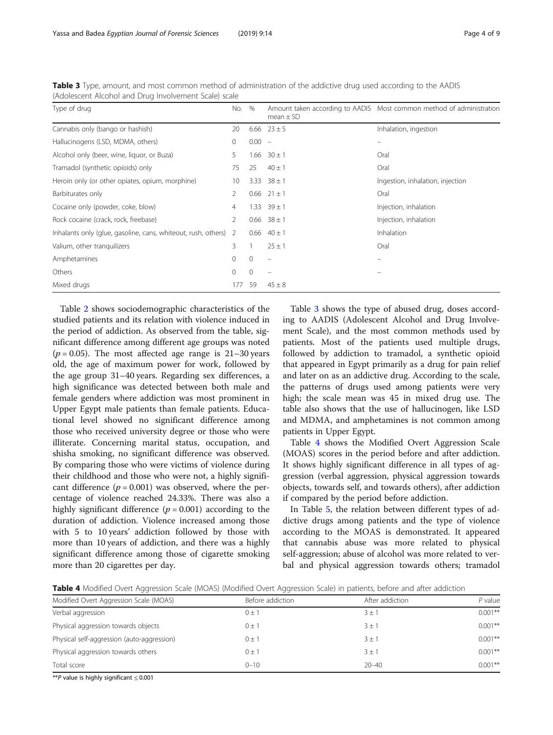**Table 3** Type, amount, and most common method of administration of the addictive drug used according to the AADIS (Adolescent Alcohol and Drug Involvement Scale) scale

| Type of drug | No. | % | Amount taken according to AADIS mean ± SD | Most common method of administration |
|---|---|---|---|---|
| Cannabis only (bango or hashish) | 20 | 6.66 | 23 ± 5 | Inhalation, ingestion |
| Hallucinogens (LSD, MDMA, others) | 0 | 0.00 | – | – |
| Alcohol only (beer, wine, liquor, or Buza) | 5 | 1.66 | 30 ± 1 | Oral |
| Tramadol (synthetic opioids) only | 75 | 25 | 40 ± 1 | Oral |
| Heroin only (or other opiates, opium, morphine) | 10 | 3.33 | 38 ± 1 | Ingestion, inhalation, injection |
| Barbiturates only | 2 | 0.66 | 21 ± 1 | Oral |
| Cocaine only (powder, coke, blow) | 4 | 1.33 | 39 ± 1 | Injection, inhalation |
| Rock cocaine (crack, rock, freebase) | 2 | 0.66 | 38 ± 1 | Injection, inhalation |
| Inhalants only (glue, gasoline, cans, whiteout, rush, others) | 2 | 0.66 | 40 ± 1 | Inhalation |
| Valium, other tranquilizers | 3 | 1 | 25 ± 1 | Oral |
| Amphetamines | 0 | 0 | – | – |
| Others | 0 | 0 | – | – |
| Mixed drugs | 177 | 59 | 45 ± 8 | |

Table 2 shows sociodemographic characteristics of the studied patients and its relation with violence induced in the period of addiction. As observed from the table, significant difference among different age groups was noted ($p = 0.05$). The most affected age range is 21–30 years old, the age of maximum power for work, followed by the age group 31–40 years. Regarding sex differences, a high significance was detected between both male and female genders where addiction was most prominent in Upper Egypt male patients than female patients. Educational level showed no significant difference among those who received university degree or those who were illiterate. Concerning marital status, occupation, and shisha smoking, no significant difference was observed. By comparing those who were victims of violence during their childhood and those who were not, a highly significant difference ($p = 0.001$) was observed, where the percentage of violence reached 24.33%. There was also a highly significant difference ($p = 0.001$) according to the duration of addiction. Violence increased among those with 5 to 10 years' addiction followed by those with more than 10 years of addiction, and there was a highly significant difference among those of cigarette smoking more than 20 cigarettes per day.

Table 3 shows the type of abused drug, doses according to AADIS (Adolescent Alcohol and Drug Involvement Scale), and the most common methods used by patients. Most of the patients used multiple drugs, followed by addiction to tramadol, a synthetic opioid that appeared in Egypt primarily as a drug for pain relief and later on as an addictive drug. According to the scale, the patterns of drugs used among patients were very high; the scale mean was 45 in mixed drug use. The table also shows that the use of hallucinogen, like LSD and MDMA, and amphetamines is not common among patients in Upper Egypt.

Table 4 shows the Modified Overt Aggression Scale (MOAS) scores in the period before and after addiction. It shows highly significant difference in all types of aggression (verbal aggression, physical aggression towards objects, towards self, and towards others), after addiction if compared by the period before addiction.

In Table 5, the relation between different types of addictive drugs among patients and the type of violence according to the MOAS is demonstrated. It appeared that cannabis abuse was more related to physical self-aggression; abuse of alcohol was more related to verbal and physical aggression towards others; tramadol

**Table 4** Modified Overt Aggression Scale (MOAS) (Modified Overt Aggression Scale) in patients, before and after addiction

| Modified Overt Aggression Scale (MOAS) | Before addiction | After addiction | P value |
|---|---|---|---|
| Verbal aggression | 0 ± 1 | 3 ± 1 | 0.001** |
| Physical aggression towards objects | 0 ± 1 | 3 ± 1 | 0.001** |
| Physical self-aggression (auto-aggression) | 0 ± 1 | 3 ± 1 | 0.001** |
| Physical aggression towards others | 0 ± 1 | 3 ± 1 | 0.001** |
| Total score | 0–10 | 20–40 | 0.001** |

**$P$ value is highly significant ≤ 0.001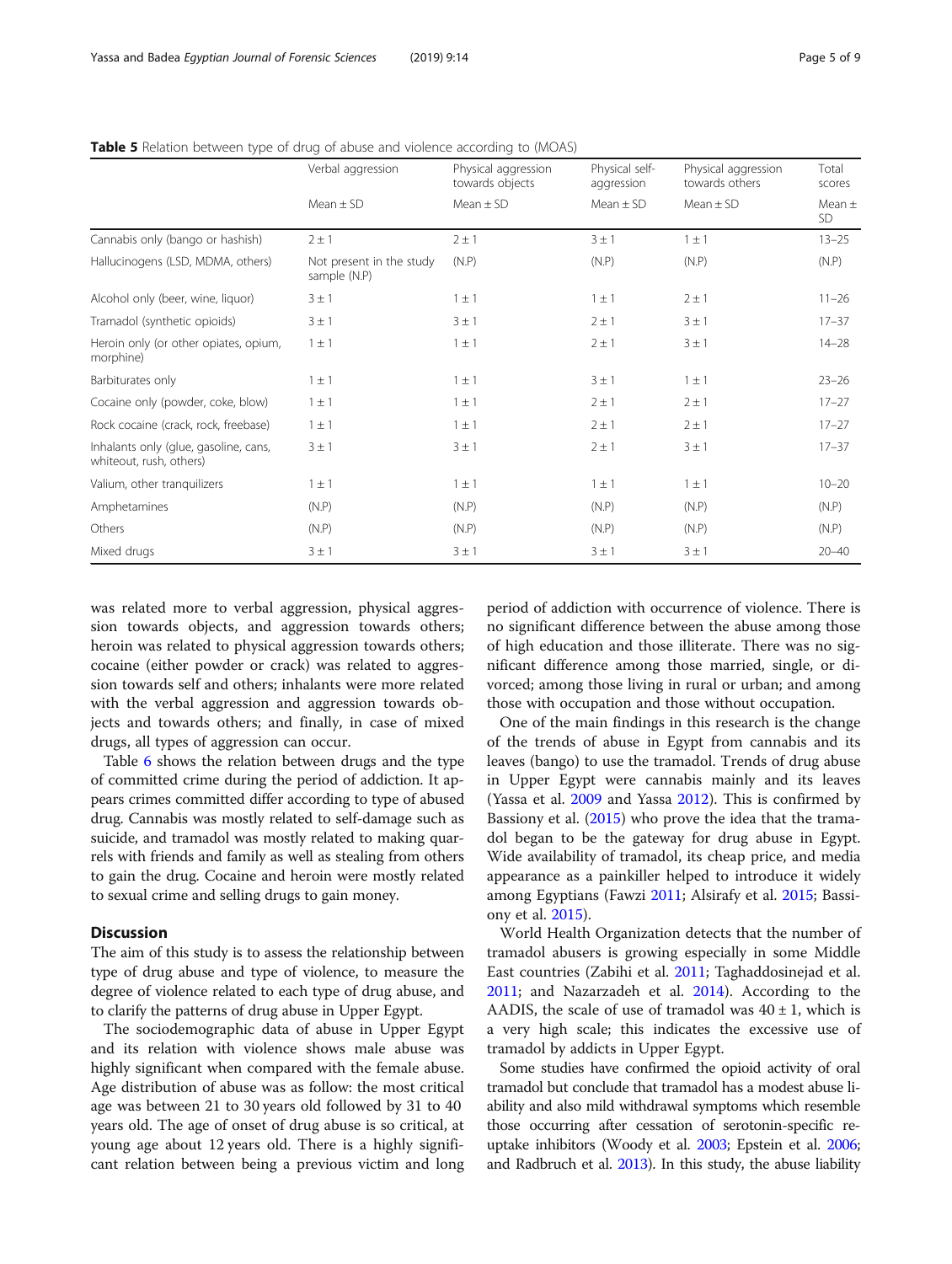**Table 5** Relation between type of drug of abuse and violence according to (MOAS)

| | Verbal aggression | Physical aggression towards objects | Physical self-aggression | Physical aggression towards others | Total scores |
|---|---|---|---|---|---|
| | Mean ± SD | Mean ± SD | Mean ± SD | Mean ± SD | Mean ± SD |
| Cannabis only (bango or hashish) | 2 ± 1 | 2 ± 1 | 3 ± 1 | 1 ± 1 | 13–25 |
| Hallucinogens (LSD, MDMA, others) | Not present in the study sample (N.P) | (N.P) | (N.P) | (N.P) | (N.P) |
| Alcohol only (beer, wine, liquor) | 3 ± 1 | 1 ± 1 | 1 ± 1 | 2 ± 1 | 11–26 |
| Tramadol (synthetic opioids) | 3 ± 1 | 3 ± 1 | 2 ± 1 | 3 ± 1 | 17–37 |
| Heroin only (or other opiates, opium, morphine) | 1 ± 1 | 1 ± 1 | 2 ± 1 | 3 ± 1 | 14–28 |
| Barbiturates only | 1 ± 1 | 1 ± 1 | 3 ± 1 | 1 ± 1 | 23–26 |
| Cocaine only (powder, coke, blow) | 1 ± 1 | 1 ± 1 | 2 ± 1 | 2 ± 1 | 17–27 |
| Rock cocaine (crack, rock, freebase) | 1 ± 1 | 1 ± 1 | 2 ± 1 | 2 ± 1 | 17–27 |
| Inhalants only (glue, gasoline, cans, whiteout, rush, others) | 3 ± 1 | 3 ± 1 | 2 ± 1 | 3 ± 1 | 17–37 |
| Valium, other tranquilizers | 1 ± 1 | 1 ± 1 | 1 ± 1 | 1 ± 1 | 10–20 |
| Amphetamines | (N.P) | (N.P) | (N.P) | (N.P) | (N.P) |
| Others | (N.P) | (N.P) | (N.P) | (N.P) | (N.P) |
| Mixed drugs | 3 ± 1 | 3 ± 1 | 3 ± 1 | 3 ± 1 | 20–40 |

was related more to verbal aggression, physical aggression towards objects, and aggression towards others; heroin was related to physical aggression towards others; cocaine (either powder or crack) was related to aggression towards self and others; inhalants were more related with the verbal aggression and aggression towards objects and towards others; and finally, in case of mixed drugs, all types of aggression can occur.

Table 6 shows the relation between drugs and the type of committed crime during the period of addiction. It appears crimes committed differ according to type of abused drug. Cannabis was mostly related to self-damage such as suicide, and tramadol was mostly related to making quarrels with friends and family as well as stealing from others to gain the drug. Cocaine and heroin were mostly related to sexual crime and selling drugs to gain money.

## Discussion

The aim of this study is to assess the relationship between type of drug abuse and type of violence, to measure the degree of violence related to each type of drug abuse, and to clarify the patterns of drug abuse in Upper Egypt.

The sociodemographic data of abuse in Upper Egypt and its relation with violence shows male abuse was highly significant when compared with the female abuse. Age distribution of abuse was as follow: the most critical age was between 21 to 30 years old followed by 31 to 40 years old. The age of onset of drug abuse is so critical, at young age about 12 years old. There is a highly significant relation between being a previous victim and long period of addiction with occurrence of violence. There is no significant difference between the abuse among those of high education and those illiterate. There was no significant difference among those married, single, or divorced; among those living in rural or urban; and among those with occupation and those without occupation.

One of the main findings in this research is the change of the trends of abuse in Egypt from cannabis and its leaves (bango) to use the tramadol. Trends of drug abuse in Upper Egypt were cannabis mainly and its leaves (Yassa et al. 2009 and Yassa 2012). This is confirmed by Bassiony et al. (2015) who prove the idea that the tramadol began to be the gateway for drug abuse in Egypt. Wide availability of tramadol, its cheap price, and media appearance as a painkiller helped to introduce it widely among Egyptians (Fawzi 2011; Alsirafy et al. 2015; Bassiony et al. 2015).

World Health Organization detects that the number of tramadol abusers is growing especially in some Middle East countries (Zabihi et al. 2011; Taghaddosinejad et al. 2011; and Nazarzadeh et al. 2014). According to the AADIS, the scale of use of tramadol was 40 ± 1, which is a very high scale; this indicates the excessive use of tramadol by addicts in Upper Egypt.

Some studies have confirmed the opioid activity of oral tramadol but conclude that tramadol has a modest abuse liability and also mild withdrawal symptoms which resemble those occurring after cessation of serotonin-specific reuptake inhibitors (Woody et al. 2003; Epstein et al. 2006; and Radbruch et al. 2013). In this study, the abuse liability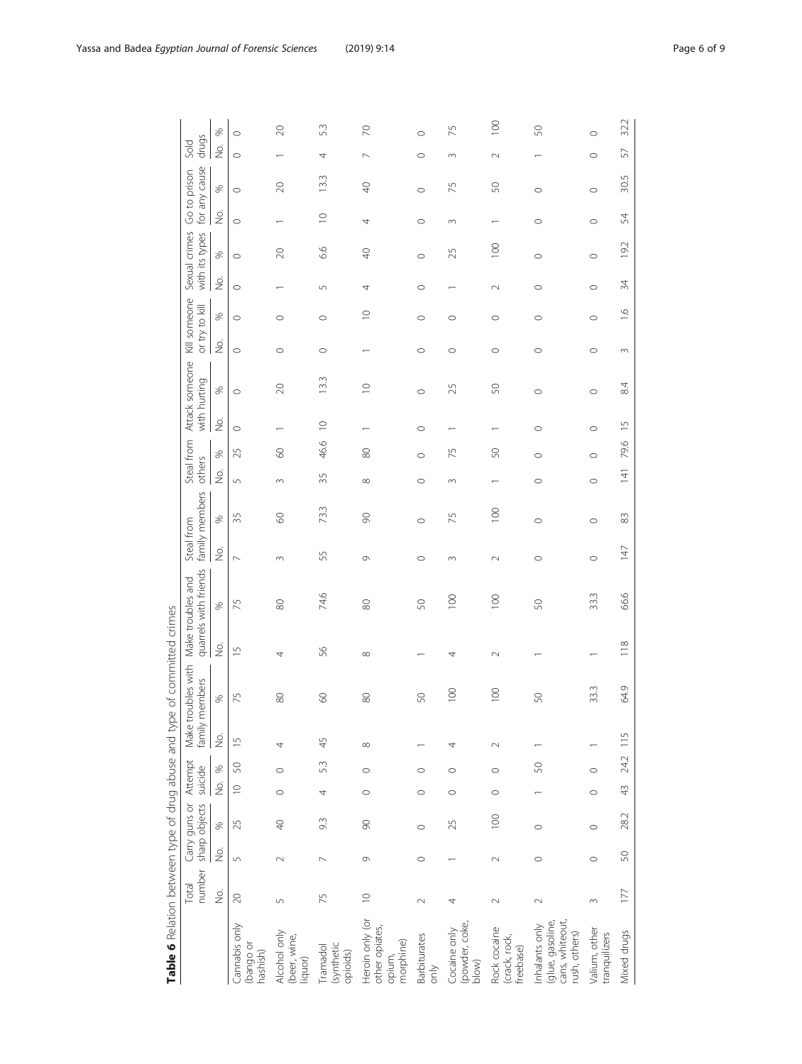**Table 6** Relation between type of drug abuse and type of committed crimes

| | Total number | Carry guns or sharp objects | | Attempt suicide | | Make troubles with family members | | Make troubles and quarrels with friends | | Steal from family members | | Steal from others | | Attack someone with hurting | | Kill someone or try to kill | | Sexual crimes with its types | | Go to prison for any cause | | Sold drugs | |
|---|---|---|---|---|---|---|---|---|---|---|---|---|---|---|---|---|---|---|---|---|---|---|---|
| | No. | No. | % | No. | % | No. | % | No. | % | No. | % | No. | % | No. | % | No. | % | No. | % | No. | % | No. | % |
| Cannabis only (bango or hashish) | 20 | 5 | 25 | 10 | 50 | 15 | 75 | 15 | 75 | 7 | 35 | 5 | 25 | 0 | 0 | 0 | 0 | 0 | 0 | 0 | 0 | 0 | 0 |
| Alcohol only (beer, wine, liquor) | 5 | 2 | 40 | 0 | 0 | 4 | 80 | 4 | 80 | 3 | 60 | 3 | 60 | 1 | 20 | 0 | 0 | 1 | 20 | 1 | 20 | 1 | 20 |
| Tramadol (synthetic opioids) | 75 | 7 | 9.3 | 4 | 5.3 | 45 | 60 | 56 | 74.6 | 55 | 73.3 | 35 | 46.6 | 10 | 13.3 | 0 | 0 | 5 | 6.6 | 10 | 13.3 | 4 | 5.3 |
| Heroin only (or other opiates, opium, morphine) | 10 | 9 | 90 | 0 | 0 | 8 | 80 | 8 | 80 | 9 | 90 | 8 | 80 | 1 | 10 | 1 | 10 | 4 | 40 | 4 | 40 | 7 | 70 |
| Barbiturates only | 2 | 0 | 0 | 0 | 0 | 1 | 50 | 1 | 50 | 0 | 0 | 0 | 0 | 0 | 0 | 0 | 0 | 0 | 0 | 0 | 0 | 0 | 0 |
| Cocaine only (powder, coke, blow) | 4 | 1 | 25 | 0 | 0 | 4 | 100 | 4 | 100 | 3 | 75 | 3 | 75 | 1 | 25 | 0 | 0 | 1 | 25 | 3 | 75 | 3 | 75 |
| Rock cocaine (crack, rock, freebase) | 2 | 2 | 100 | 0 | 0 | 2 | 100 | 2 | 100 | 2 | 100 | 1 | 50 | 1 | 50 | 0 | 0 | 2 | 100 | 1 | 50 | 2 | 100 |
| Inhalants only (glue, gasoline, cans, whiteout, rush, others) | 2 | 0 | 0 | 1 | 50 | 1 | 50 | 1 | 50 | 0 | 0 | 0 | 0 | 0 | 0 | 0 | 0 | 0 | 0 | 0 | 0 | 1 | 50 |
| Valium, other tranquilizers | 3 | 0 | 0 | 0 | 0 | 1 | 33.3 | 1 | 33.3 | 0 | 0 | 0 | 0 | 0 | 0 | 0 | 0 | 0 | 0 | 0 | 0 | 0 | 0 |
| Mixed drugs | 177 | 50 | 28.2 | 43 | 24.2 | 115 | 64.9 | 118 | 66.6 | 147 | 83 | 141 | 79.6 | 15 | 8.4 | 3 | 1.6 | 34 | 19.2 | 54 | 30.5 | 57 | 32.2 |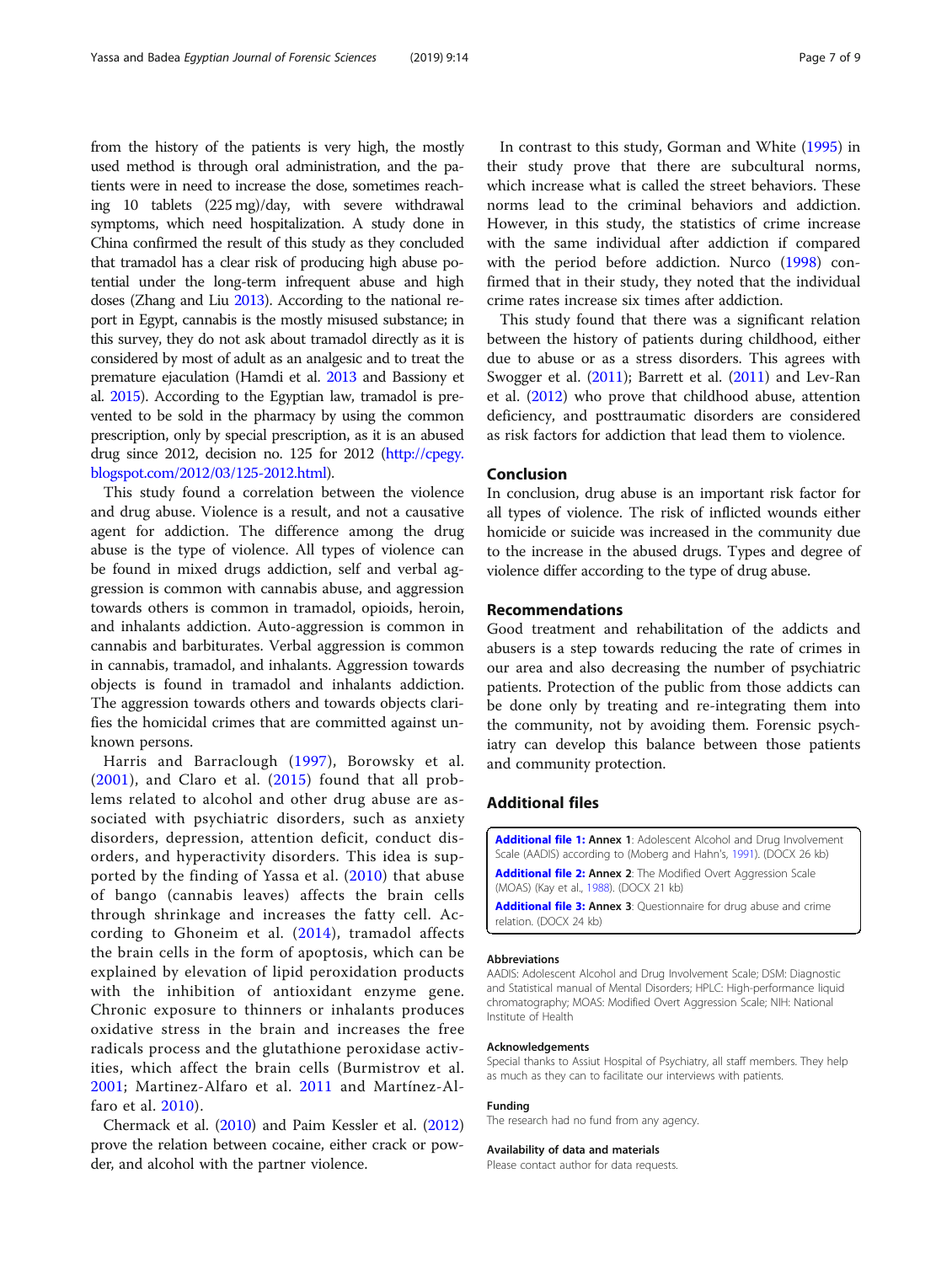from the history of the patients is very high, the mostly used method is through oral administration, and the patients were in need to increase the dose, sometimes reaching 10 tablets (225 mg)/day, with severe withdrawal symptoms, which need hospitalization. A study done in China confirmed the result of this study as they concluded that tramadol has a clear risk of producing high abuse potential under the long-term infrequent abuse and high doses (Zhang and Liu 2013). According to the national report in Egypt, cannabis is the mostly misused substance; in this survey, they do not ask about tramadol directly as it is considered by most of adult as an analgesic and to treat the premature ejaculation (Hamdi et al. 2013 and Bassiony et al. 2015). According to the Egyptian law, tramadol is prevented to be sold in the pharmacy by using the common prescription, only by special prescription, as it is an abused drug since 2012, decision no. 125 for 2012 (http://cpegy.blogspot.com/2012/03/125-2012.html).

This study found a correlation between the violence and drug abuse. Violence is a result, and not a causative agent for addiction. The difference among the drug abuse is the type of violence. All types of violence can be found in mixed drugs addiction, self and verbal aggression is common with cannabis abuse, and aggression towards others is common in tramadol, opioids, heroin, and inhalants addiction. Auto-aggression is common in cannabis and barbiturates. Verbal aggression is common in cannabis, tramadol, and inhalants. Aggression towards objects is found in tramadol and inhalants addiction. The aggression towards others and towards objects clarifies the homicidal crimes that are committed against unknown persons.

Harris and Barraclough (1997), Borowsky et al. (2001), and Claro et al. (2015) found that all problems related to alcohol and other drug abuse are associated with psychiatric disorders, such as anxiety disorders, depression, attention deficit, conduct disorders, and hyperactivity disorders. This idea is supported by the finding of Yassa et al. (2010) that abuse of bango (cannabis leaves) affects the brain cells through shrinkage and increases the fatty cell. According to Ghoneim et al. (2014), tramadol affects the brain cells in the form of apoptosis, which can be explained by elevation of lipid peroxidation products with the inhibition of antioxidant enzyme gene. Chronic exposure to thinners or inhalants produces oxidative stress in the brain and increases the free radicals process and the glutathione peroxidase activities, which affect the brain cells (Burmistrov et al. 2001; Martinez-Alfaro et al. 2011 and Martínez-Alfaro et al. 2010).

Chermack et al. (2010) and Paim Kessler et al. (2012) prove the relation between cocaine, either crack or powder, and alcohol with the partner violence.

In contrast to this study, Gorman and White (1995) in their study prove that there are subcultural norms, which increase what is called the street behaviors. These norms lead to the criminal behaviors and addiction. However, in this study, the statistics of crime increase with the same individual after addiction if compared with the period before addiction. Nurco (1998) confirmed that in their study, they noted that the individual crime rates increase six times after addiction.

This study found that there was a significant relation between the history of patients during childhood, either due to abuse or as a stress disorders. This agrees with Swogger et al. (2011); Barrett et al. (2011) and Lev-Ran et al. (2012) who prove that childhood abuse, attention deficiency, and posttraumatic disorders are considered as risk factors for addiction that lead them to violence.

## Conclusion

In conclusion, drug abuse is an important risk factor for all types of violence. The risk of inflicted wounds either homicide or suicide was increased in the community due to the increase in the abused drugs. Types and degree of violence differ according to the type of drug abuse.

## Recommendations

Good treatment and rehabilitation of the addicts and abusers is a step towards reducing the rate of crimes in our area and also decreasing the number of psychiatric patients. Protection of the public from those addicts can be done only by treating and re-integrating them into the community, not by avoiding them. Forensic psychiatry can develop this balance between those patients and community protection.

## Additional files

**Additional file 1: Annex 1**: Adolescent Alcohol and Drug Involvement Scale (AADIS) according to (Moberg and Hahn's, 1991). (DOCX 26 kb)

**Additional file 2: Annex 2**: The Modified Overt Aggression Scale (MOAS) (Kay et al., 1988). (DOCX 21 kb)

**Additional file 3: Annex 3**: Questionnaire for drug abuse and crime relation. (DOCX 24 kb)

### Abbreviations

AADIS: Adolescent Alcohol and Drug Involvement Scale; DSM: Diagnostic and Statistical manual of Mental Disorders; HPLC: High-performance liquid chromatography; MOAS: Modified Overt Aggression Scale; NIH: National Institute of Health

### Acknowledgements

Special thanks to Assiut Hospital of Psychiatry, all staff members. They help as much as they can to facilitate our interviews with patients.

### Funding

The research had no fund from any agency.

### Availability of data and materials

Please contact author for data requests.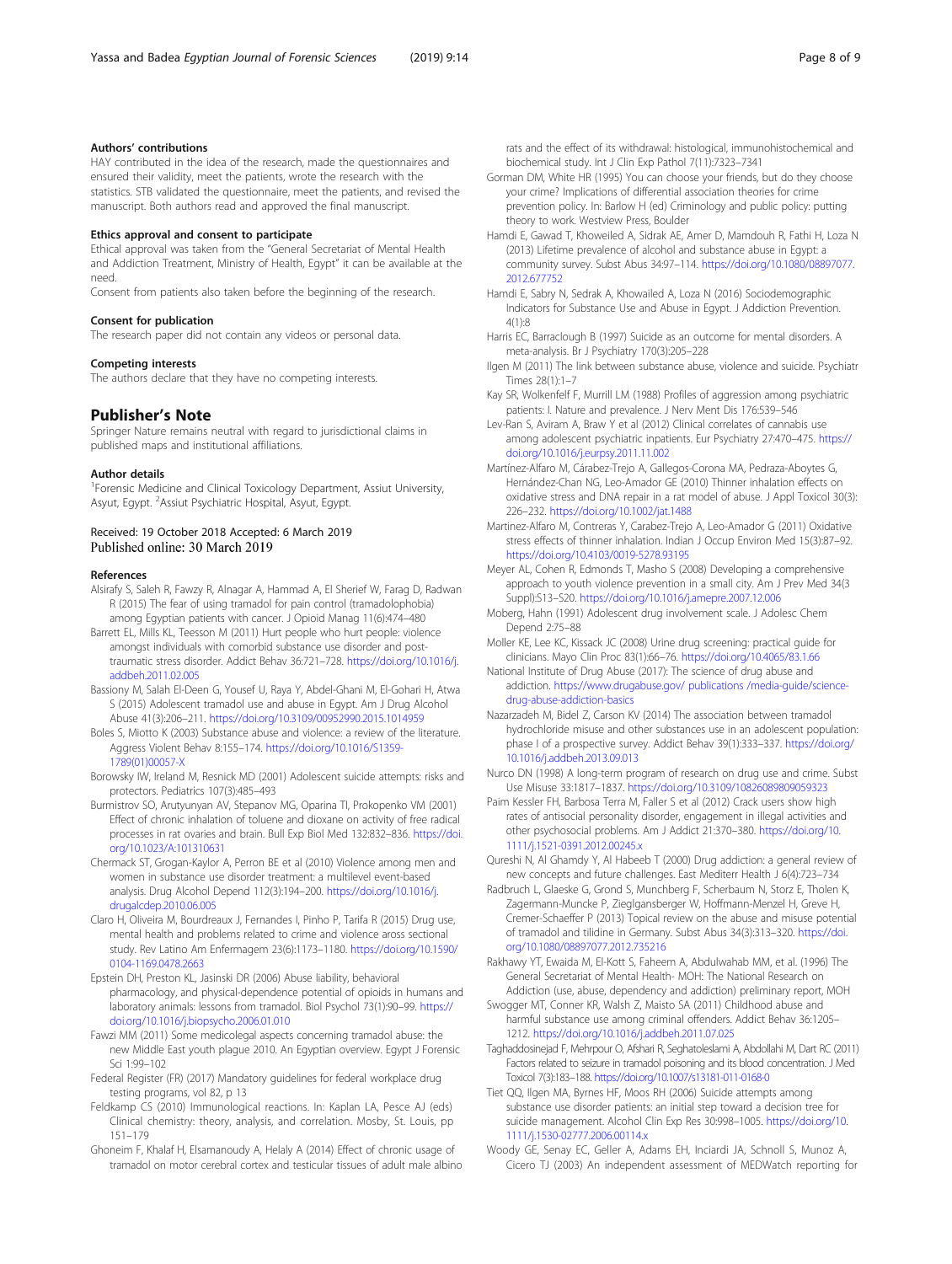### Authors' contributions

HAY contributed in the idea of the research, made the questionnaires and ensured their validity, meet the patients, wrote the research with the statistics. STB validated the questionnaire, meet the patients, and revised the manuscript. Both authors read and approved the final manuscript.

### Ethics approval and consent to participate

Ethical approval was taken from the "General Secretariat of Mental Health and Addiction Treatment, Ministry of Health, Egypt" it can be available at the need.

Consent from patients also taken before the beginning of the research.

### Consent for publication

The research paper did not contain any videos or personal data.

### Competing interests

The authors declare that they have no competing interests.

## Publisher's Note

Springer Nature remains neutral with regard to jurisdictional claims in published maps and institutional affiliations.

### Author details

[1]Forensic Medicine and Clinical Toxicology Department, Assiut University, Asyut, Egypt. [2]Assiut Psychiatric Hospital, Asyut, Egypt.

Received: 19 October 2018 Accepted: 6 March 2019
Published online: 30 March 2019

### References

Alsirafy S, Saleh R, Fawzy R, Alnagar A, Hammad A, El Sherief W, Farag D, Radwan R (2015) The fear of using tramadol for pain control (tramadolophobia) among Egyptian patients with cancer. J Opioid Manag 11(6):474–480

Barrett EL, Mills KL, Teesson M (2011) Hurt people who hurt people: violence amongst individuals with comorbid substance use disorder and post-traumatic stress disorder. Addict Behav 36:721–728. https://doi.org/10.1016/j.addbeh.2011.02.005

Bassiony M, Salah El-Deen G, Yousef U, Raya Y, Abdel-Ghani M, El-Gohari H, Atwa S (2015) Adolescent tramadol use and abuse in Egypt. Am J Drug Alcohol Abuse 41(3):206–211. https://doi.org/10.3109/00952990.2015.1014959

Boles S, Miotto K (2003) Substance abuse and violence: a review of the literature. Aggress Violent Behav 8:155–174. https://doi.org/10.1016/S1359-1789(01)00057-X

Borowsky IW, Ireland M, Resnick MD (2001) Adolescent suicide attempts: risks and protectors. Pediatrics 107(3):485–493

Burmistrov SO, Arutyunyan AV, Stepanov MG, Oparina TI, Prokopenko VM (2001) Effect of chronic inhalation of toluene and dioxane on activity of free radical processes in rat ovaries and brain. Bull Exp Biol Med 132:832–836. https://doi.org/10.1023/A:101310631

Chermack ST, Grogan-Kaylor A, Perron BE et al (2010) Violence among men and women in substance use disorder treatment: a multilevel event-based analysis. Drug Alcohol Depend 112(3):194–200. https://doi.org/10.1016/j.drugalcdep.2010.06.005

Claro H, Oliveira M, Bourdreaux J, Fernandes I, Pinho P, Tarifa R (2015) Drug use, mental health and problems related to crime and violence aross sectional study. Rev Latino Am Enfermagem 23(6):1173–1180. https://doi.org/10.1590/0104-1169.0478.2663

Epstein DH, Preston KL, Jasinski DR (2006) Abuse liability, behavioral pharmacology, and physical-dependence potential of opioids in humans and laboratory animals: lessons from tramadol. Biol Psychol 73(1):90–99. https://doi.org/10.1016/j.biopsycho.2006.01.010

Fawzi MM (2011) Some medicolegal aspects concerning tramadol abuse: the new Middle East youth plague 2010. An Egyptian overview. Egypt J Forensic Sci 1:99–102

Federal Register (FR) (2017) Mandatory guidelines for federal workplace drug testing programs, vol 82, p 13

Feldkamp CS (2010) Immunological reactions. In: Kaplan LA, Pesce AJ (eds) Clinical chemistry: theory, analysis, and correlation. Mosby, St. Louis, pp 151–179

Ghoneim F, Khalaf H, Elsamanoudy A, Helaly A (2014) Effect of chronic usage of tramadol on motor cerebral cortex and testicular tissues of adult male albino rats and the effect of its withdrawal: histological, immunohistochemical and biochemical study. Int J Clin Exp Pathol 7(11):7323–7341

Gorman DM, White HR (1995) You can choose your friends, but do they choose your crime? Implications of differential association theories for crime prevention policy. In: Barlow H (ed) Criminology and public policy: putting theory to work. Westview Press, Boulder

Hamdi E, Gawad T, Khoweiled A, Sidrak AE, Amer D, Mamdouh R, Fathi H, Loza N (2013) Lifetime prevalence of alcohol and substance abuse in Egypt: a community survey. Subst Abus 34:97–114. https://doi.org/10.1080/08897077.2012.677752

Hamdi E, Sabry N, Sedrak A, Khowailed A, Loza N (2016) Sociodemographic Indicators for Substance Use and Abuse in Egypt. J Addiction Prevention. 4(1):8

Harris EC, Barraclough B (1997) Suicide as an outcome for mental disorders. A meta-analysis. Br J Psychiatry 170(3):205–228

Ilgen M (2011) The link between substance abuse, violence and suicide. Psychiatr Times 28(1):1–7

Kay SR, Wolkenfelf F, Murrill LM (1988) Profiles of aggression among psychiatric patients: I. Nature and prevalence. J Nerv Ment Dis 176:539–546

Lev-Ran S, Aviram A, Braw Y et al (2012) Clinical correlates of cannabis use among adolescent psychiatric inpatients. Eur Psychiatry 27:470–475. https://doi.org/10.1016/j.eurpsy.2011.11.002

Martínez-Alfaro M, Cárabez-Trejo A, Gallegos-Corona MA, Pedraza-Aboytes G, Hernández-Chan NG, Leo-Amador GE (2010) Thinner inhalation effects on oxidative stress and DNA repair in a rat model of abuse. J Appl Toxicol 30(3):226–232. https://doi.org/10.1002/jat.1488

Martinez-Alfaro M, Contreras Y, Carabez-Trejo A, Leo-Amador G (2011) Oxidative stress effects of thinner inhalation. Indian J Occup Environ Med 15(3):87–92. https://doi.org/10.4103/0019-5278.93195

Meyer AL, Cohen R, Edmonds T, Masho S (2008) Developing a comprehensive approach to youth violence prevention in a small city. Am J Prev Med 34(3 Suppl):S13–S20. https://doi.org/10.1016/j.amepre.2007.12.006

Moberg, Hahn (1991) Adolescent drug involvement scale. J Adolesc Chem Depend 2:75–88

Moller KE, Lee KC, Kissack JC (2008) Urine drug screening: practical guide for clinicians. Mayo Clin Proc 83(1):66–76. https://doi.org/10.4065/83.1.66

National Institute of Drug Abuse (2017): The science of drug abuse and addiction. https://www.drugabuse.gov/ publications /media-guide/science-drug-abuse-addiction-basics

Nazarzadeh M, Bidel Z, Carson KV (2014) The association between tramadol hydrochloride misuse and other substances use in an adolescent population: phase I of a prospective survey. Addict Behav 39(1):333–337. https://doi.org/10.1016/j.addbeh.2013.09.013

Nurco DN (1998) A long-term program of research on drug use and crime. Subst Use Misuse 33:1817–1837. https://doi.org/10.3109/10826089809059323

Paim Kessler FH, Barbosa Terra M, Faller S et al (2012) Crack users show high rates of antisocial personality disorder, engagement in illegal activities and other psychosocial problems. Am J Addict 21:370–380. https://doi.org/10.1111/j.1521-0391.2012.00245.x

Qureshi N, Al Ghamdy Y, Al Habeeb T (2000) Drug addiction: a general review of new concepts and future challenges. East Mediterr Health J 6(4):723–734

Radbruch L, Glaeske G, Grond S, Munchberg F, Scherbaum N, Storz E, Tholen K, Zagermann-Muncke P, Zieglgansberger W, Hoffmann-Menzel H, Greve H, Cremer-Schaeffer P (2013) Topical review on the abuse and misuse potential of tramadol and tilidine in Germany. Subst Abus 34(3):313–320. https://doi.org/10.1080/08897077.2012.735216

Rakhawy YT, Ewaida M, El-Kott S, Faheem A, Abdulwahab MM, et al. (1996) The General Secretariat of Mental Health- MOH: The National Research on Addiction (use, abuse, dependency and addiction) preliminary report, MOH

Swogger MT, Conner KR, Walsh Z, Maisto SA (2011) Childhood abuse and harmful substance use among criminal offenders. Addict Behav 36:1205–1212. https://doi.org/10.1016/j.addbeh.2011.07.025

Taghaddosinejad F, Mehrpour O, Afshari R, Seghatoleslami A, Abdollahi M, Dart RC (2011) Factors related to seizure in tramadol poisoning and its blood concentration. J Med Toxicol 7(3):183–188. https://doi.org/10.1007/s13181-011-0168-0

Tiet QQ, Ilgen MA, Byrnes HF, Moos RH (2006) Suicide attempts among substance use disorder patients: an initial step toward a decision tree for suicide management. Alcohol Clin Exp Res 30:998–1005. https://doi.org/10.1111/j.1530-02777.2006.00114.x

Woody GE, Senay EC, Geller A, Adams EH, Inciardi JA, Schnoll S, Munoz A, Cicero TJ (2003) An independent assessment of MEDWatch reporting for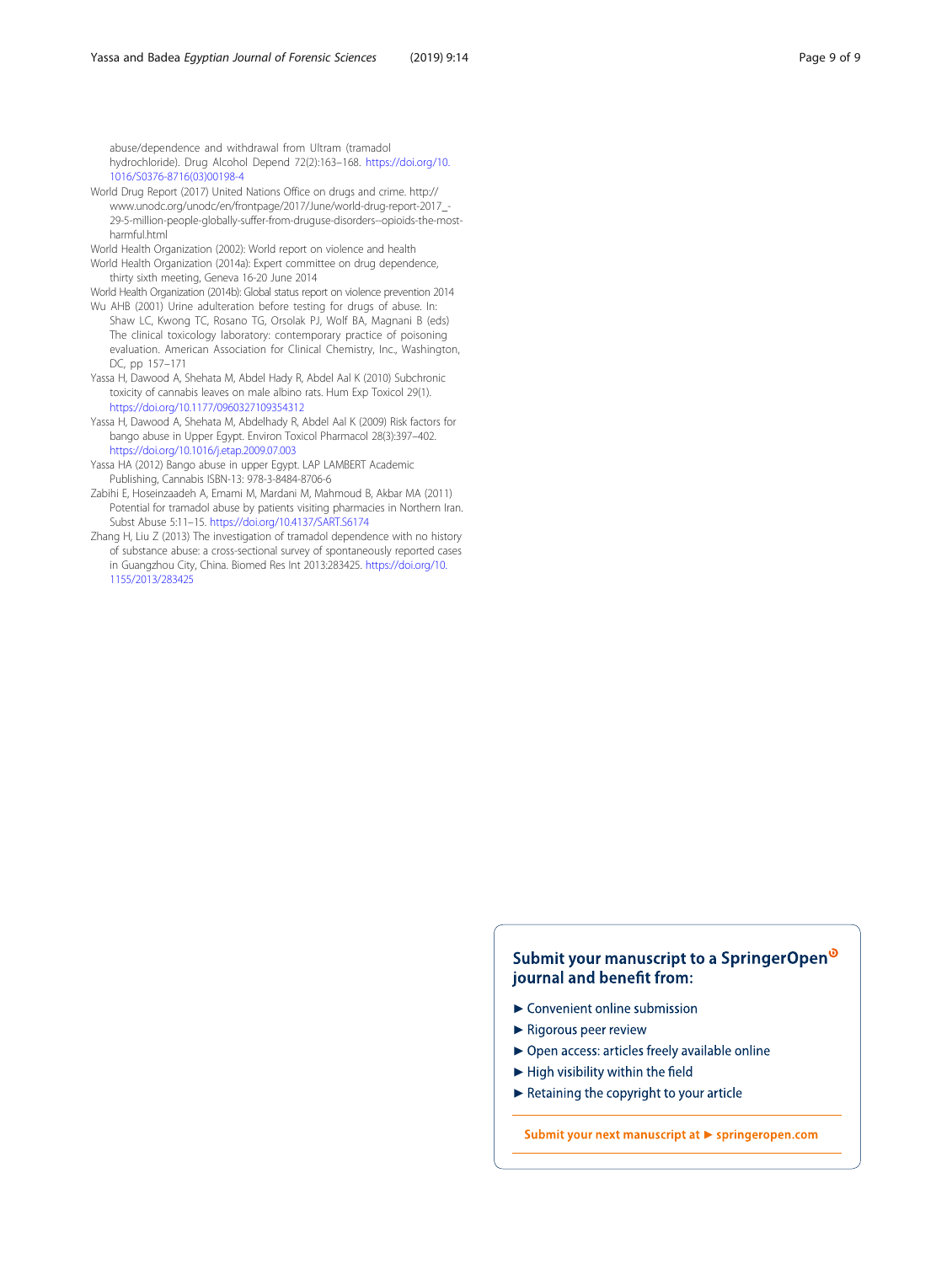abuse/dependence and withdrawal from Ultram (tramadol hydrochloride). Drug Alcohol Depend 72(2):163–168. https://doi.org/10.1016/S0376-8716(03)00198-4

World Drug Report (2017) United Nations Office on drugs and crime. http://www.unodc.org/unodc/en/frontpage/2017/June/world-drug-report-2017_-29-5-million-people-globally-suffer-from-druguse-disorders--opioids-the-most-harmful.html

World Health Organization (2002): World report on violence and health

World Health Organization (2014a): Expert committee on drug dependence, thirty sixth meeting, Geneva 16-20 June 2014

World Health Organization (2014b): Global status report on violence prevention 2014

Wu AHB (2001) Urine adulteration before testing for drugs of abuse. In: Shaw LC, Kwong TC, Rosano TG, Orsolak PJ, Wolf BA, Magnani B (eds) The clinical toxicology laboratory: contemporary practice of poisoning evaluation. American Association for Clinical Chemistry, Inc., Washington, DC, pp 157–171

Yassa H, Dawood A, Shehata M, Abdel Hady R, Abdel Aal K (2010) Subchronic toxicity of cannabis leaves on male albino rats. Hum Exp Toxicol 29(1). https://doi.org/10.1177/0960327109354312

Yassa H, Dawood A, Shehata M, Abdelhady R, Abdel Aal K (2009) Risk factors for bango abuse in Upper Egypt. Environ Toxicol Pharmacol 28(3):397–402. https://doi.org/10.1016/j.etap.2009.07.003

Yassa HA (2012) Bango abuse in upper Egypt. LAP LAMBERT Academic Publishing, Cannabis ISBN-13: 978-3-8484-8706-6

Zabihi E, Hoseinzaadeh A, Emami M, Mardani M, Mahmoud B, Akbar MA (2011) Potential for tramadol abuse by patients visiting pharmacies in Northern Iran. Subst Abuse 5:11–15. https://doi.org/10.4137/SART.S6174

Zhang H, Liu Z (2013) The investigation of tramadol dependence with no history of substance abuse: a cross-sectional survey of spontaneously reported cases in Guangzhou City, China. Biomed Res Int 2013:283425. https://doi.org/10.1155/2013/283425

**Submit your manuscript to a SpringerOpen journal and benefit from:**

- ► Convenient online submission
- ► Rigorous peer review
- ► Open access: articles freely available online
- ► High visibility within the field
- ► Retaining the copyright to your article

**Submit your next manuscript at ► springeropen.com**